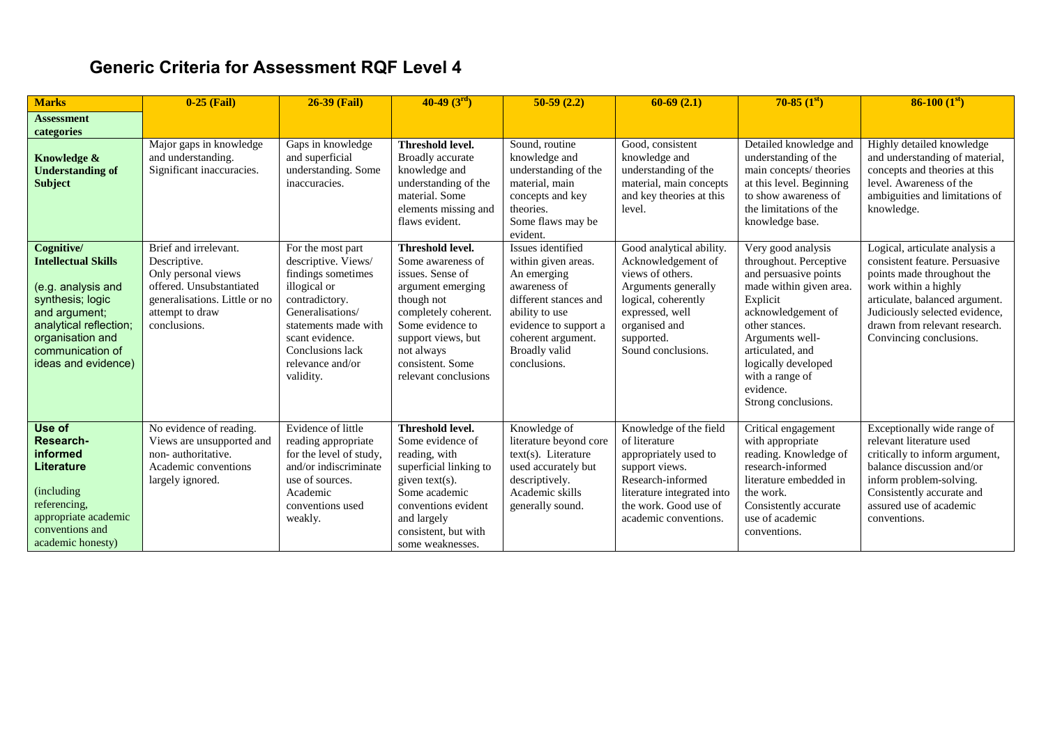# Generic Criteria for Assessment RQF Level 4

| **Marks** | **0-25 (Fail)** | **26-39 (Fail)** | **40-49 (3rd)** | **50-59 (2.2)** | **60-69 (2.1)** | **70-85 (1st)** | **86-100 (1st)** |
|---|---|---|---|---|---|---|---|
| **Assessment categories** | | | | | | | |
| **Knowledge & Understanding of Subject** | Major gaps in knowledge and understanding. Significant inaccuracies. | Gaps in knowledge and superficial understanding. Some inaccuracies. | **Threshold level.** Broadly accurate knowledge and understanding of the material. Some elements missing and flaws evident. | Sound, routine knowledge and understanding of the material, main concepts and key theories. Some flaws may be evident. | Good, consistent knowledge and understanding of the material, main concepts and key theories at this level. | Detailed knowledge and understanding of the main concepts/ theories at this level. Beginning to show awareness of the limitations of the knowledge base. | Highly detailed knowledge and understanding of material, concepts and theories at this level. Awareness of the ambiguities and limitations of knowledge. |
| **Cognitive/ Intellectual Skills** (e.g. analysis and synthesis; logic and argument; analytical reflection; organisation and communication of ideas and evidence) | Brief and irrelevant. Descriptive. Only personal views offered. Unsubstantiated generalisations. Little or no attempt to draw conclusions. | For the most part descriptive. Views/ findings sometimes illogical or contradictory. Generalisations/ statements made with scant evidence. Conclusions lack relevance and/or validity. | **Threshold level.** Some awareness of issues. Sense of argument emerging though not completely coherent. Some evidence to support views, but not always consistent. Some relevant conclusions | Issues identified within given areas. An emerging awareness of different stances and ability to use evidence to support a coherent argument. Broadly valid conclusions. | Good analytical ability. Acknowledgement of views of others. Arguments generally logical, coherently expressed, well organised and supported. Sound conclusions. | Very good analysis throughout. Perceptive and persuasive points made within given area. Explicit acknowledgement of other stances. Arguments well-articulated, and logically developed with a range of evidence. Strong conclusions. | Logical, articulate analysis a consistent feature. Persuasive points made throughout the work within a highly articulate, balanced argument. Judiciously selected evidence, drawn from relevant research. Convincing conclusions. |
| **Use of Research-informed Literature** (including referencing, appropriate academic conventions and academic honesty) | No evidence of reading. Views are unsupported and non- authoritative. Academic conventions largely ignored. | Evidence of little reading appropriate for the level of study, and/or indiscriminate use of sources. Academic conventions used weakly. | **Threshold level.** Some evidence of reading, with superficial linking to given text(s). Some academic conventions evident and largely consistent, but with some weaknesses. | Knowledge of literature beyond core text(s). Literature used accurately but descriptively. Academic skills generally sound. | Knowledge of the field of literature appropriately used to support views. Research-informed literature integrated into the work. Good use of academic conventions. | Critical engagement with appropriate reading. Knowledge of research-informed literature embedded in the work. Consistently accurate use of academic conventions. | Exceptionally wide range of relevant literature used critically to inform argument, balance discussion and/or inform problem-solving. Consistently accurate and assured use of academic conventions. |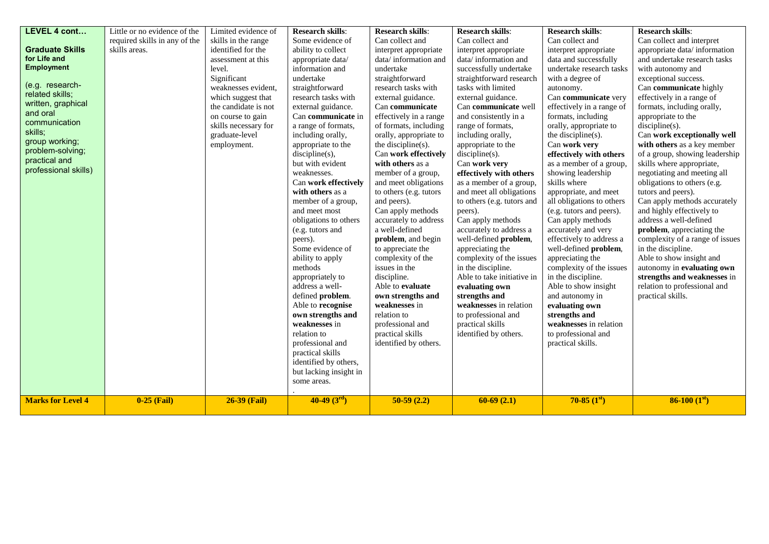| | | | | | | | |
|---|---|---|---|---|---|---|---|
| **LEVEL 4 cont…**<br><br>**Graduate Skills for Life and Employment**<br><br>(e.g. research-related skills; written, graphical and oral communication skills; group working; problem-solving; practical and professional skills) | Little or no evidence of the required skills in any of the skills areas. | Limited evidence of skills in the range identified for the assessment at this level.<br>Significant weaknesses evident, which suggest that the candidate is not on course to gain skills necessary for graduate-level employment. | **Research skills**:<br>Some evidence of ability to collect appropriate data/ information and undertake straightforward research tasks with external guidance.<br>Can **communicate** in a range of formats, including orally, appropriate to the discipline(s), but with evident weaknesses.<br>Can **work effectively with others** as a member of a group, and meet most obligations to others (e.g. tutors and peers).<br>Some evidence of ability to apply methods appropriately to address a well-defined **problem**.<br>Able to **recognise own strengths and weaknesses** in relation to professional and practical skills identified by others, but lacking insight in some areas.<br>. | **Research skills**:<br>Can collect and interpret appropriate data/ information and undertake straightforward research tasks with external guidance.<br>Can **communicate** effectively in a range of formats, including orally, appropriate to the discipline(s).<br>Can **work effectively with others** as a member of a group, and meet obligations to others (e.g. tutors and peers).<br>Can apply methods accurately to address a well-defined **problem**, and begin to appreciate the complexity of the issues in the discipline.<br>Able to **evaluate own strengths and weaknesses** in relation to professional and practical skills identified by others. | **Research skills**:<br>Can collect and interpret appropriate data/ information and successfully undertake straightforward research tasks with limited external guidance.<br>Can **communicate** well and consistently in a range of formats, including orally, appropriate to the discipline(s).<br>Can **work very effectively with others** as a member of a group, and meet all obligations to others (e.g. tutors and peers).<br>Can apply methods accurately to address a well-defined **problem**, appreciating the complexity of the issues in the discipline.<br>Able to take initiative in **evaluating own strengths and weaknesses** in relation to professional and practical skills identified by others. | **Research skills**:<br>Can collect and interpret appropriate data and successfully undertake research tasks with a degree of autonomy.<br>Can **communicate** very effectively in a range of formats, including orally, appropriate to the discipline(s).<br>Can **work very effectively with others** as a member of a group, showing leadership skills where appropriate, and meet all obligations to others (e.g. tutors and peers).<br>Can apply methods accurately and very effectively to address a well-defined **problem**, appreciating the complexity of the issues in the discipline.<br>Able to show insight and autonomy in **evaluating own strengths and weaknesses** in relation to professional and practical skills. | **Research skills**:<br>Can collect and interpret appropriate data/ information and undertake research tasks with autonomy and exceptional success.<br>Can **communicate** highly effectively in a range of formats, including orally, appropriate to the discipline(s).<br>Can **work exceptionally well with others** as a key member of a group, showing leadership skills where appropriate, negotiating and meeting all obligations to others (e.g. tutors and peers).<br>Can apply methods accurately and highly effectively to address a well-defined **problem**, appreciating the complexity of a range of issues in the discipline.<br>Able to show insight and autonomy in **evaluating own strengths and weaknesses** in relation to professional and practical skills. |
| **Marks for Level 4** | **0-25 (Fail)** | **26-39 (Fail)** | **40-49 (3rd)** | **50-59 (2.2)** | **60-69 (2.1)** | **70-85 (1st)** | **86-100 (1st)** |